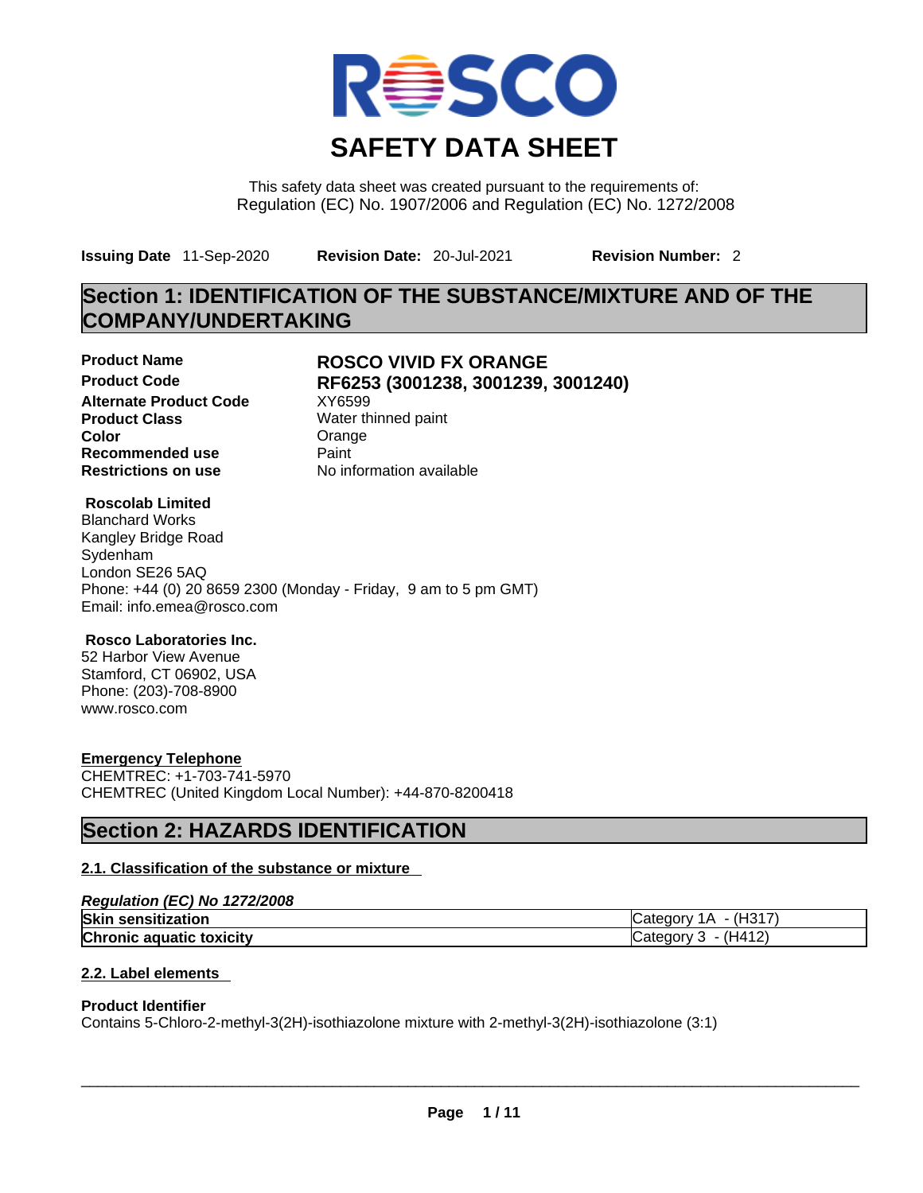# SAFETY DATA SHEET

This safety data sheet was created pursuant to the requirements of:
Regulation (EC) No. 1907/2006 and Regulation (EC) No. 1272/2008

**Issuing Date** 11-Sep-2020 **Revision Date:** 20-Jul-2021 **Revision Number:** 2

## Section 1: IDENTIFICATION OF THE SUBSTANCE/MIXTURE AND OF THE COMPANY/UNDERTAKING

| | |
|---|---|
| **Product Name** | **ROSCO VIVID FX ORANGE** |
| **Product Code** | **RF6253 (3001238, 3001239, 3001240)** |
| **Alternate Product Code** | XY6599 |
| **Product Class** | Water thinned paint |
| **Color** | Orange |
| **Recommended use** | Paint |
| **Restrictions on use** | No information available |

**Roscolab Limited**
Blanchard Works
Kangley Bridge Road
Sydenham
London SE26 5AQ
Phone: +44 (0) 20 8659 2300 (Monday - Friday, 9 am to 5 pm GMT)
Email: info.emea@rosco.com

**Rosco Laboratories Inc.**
52 Harbor View Avenue
Stamford, CT 06902, USA
Phone: (203)-708-8900
www.rosco.com

**Emergency Telephone**
CHEMTREC: +1-703-741-5970
CHEMTREC (United Kingdom Local Number): +44-870-8200418

## Section 2: HAZARDS IDENTIFICATION

### 2.1. Classification of the substance or mixture

***Regulation (EC) No 1272/2008***

| | |
|---|---|
| **Skin sensitization** | Category 1A - (H317) |
| **Chronic aquatic toxicity** | Category 3 - (H412) |

### 2.2. Label elements

**Product Identifier**
Contains 5-Chloro-2-methyl-3(2H)-isothiazolone mixture with 2-methyl-3(2H)-isothiazolone (3:1)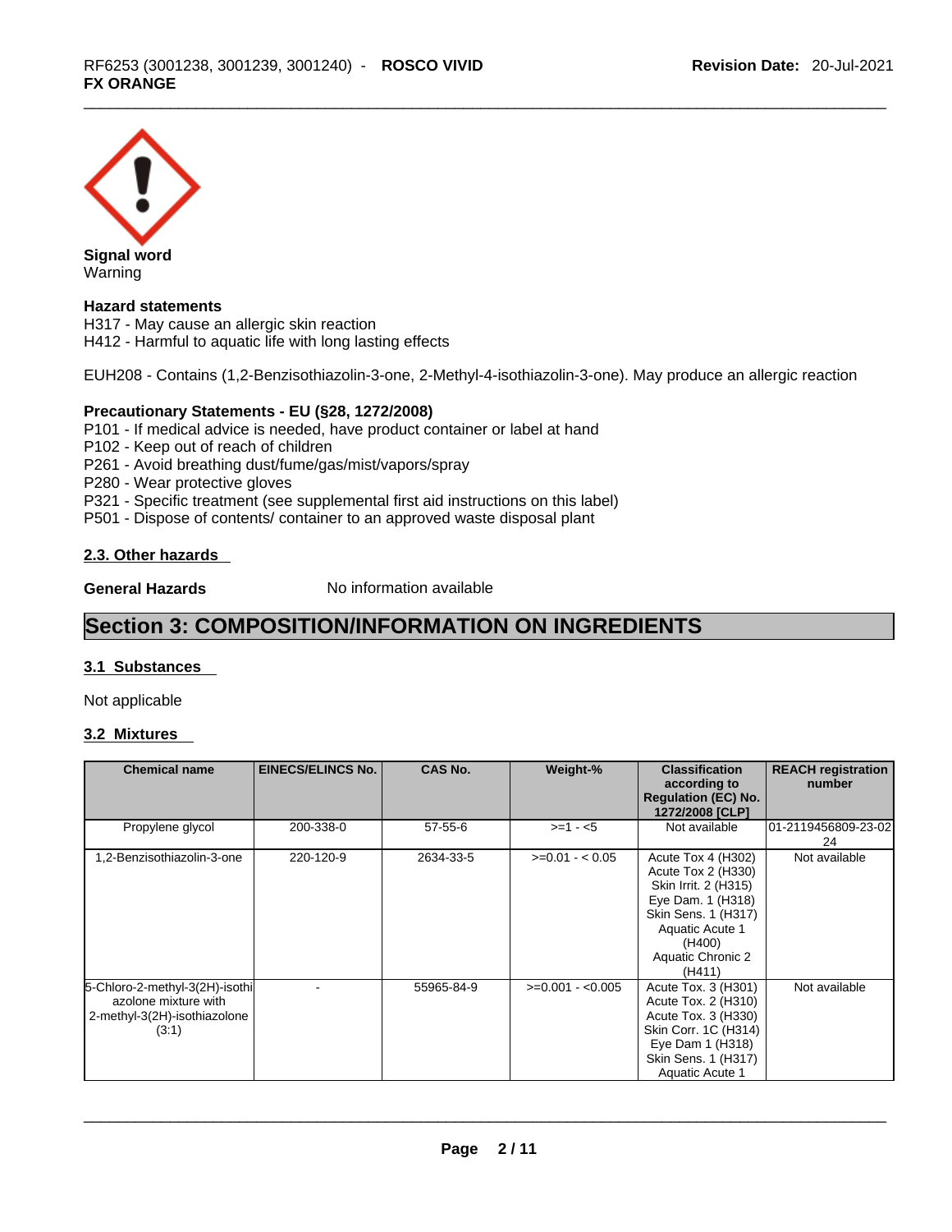**Signal word**
Warning

**Hazard statements**
H317 - May cause an allergic skin reaction
H412 - Harmful to aquatic life with long lasting effects

EUH208 - Contains (1,2-Benzisothiazolin-3-one, 2-Methyl-4-isothiazolin-3-one). May produce an allergic reaction

**Precautionary Statements - EU (§28, 1272/2008)**
P101 - If medical advice is needed, have product container or label at hand
P102 - Keep out of reach of children
P261 - Avoid breathing dust/fume/gas/mist/vapors/spray
P280 - Wear protective gloves
P321 - Specific treatment (see supplemental first aid instructions on this label)
P501 - Dispose of contents/ container to an approved waste disposal plant

### 2.3. Other hazards

**General Hazards** No information available

## Section 3: COMPOSITION/INFORMATION ON INGREDIENTS

### 3.1 Substances

Not applicable

### 3.2 Mixtures

| Chemical name | EINECS/ELINCS No. | CAS No. | Weight-% | Classification according to Regulation (EC) No. 1272/2008 [CLP] | REACH registration number |
|---|---|---|---|---|---|
| Propylene glycol | 200-338-0 | 57-55-6 | >=1 - <5 | Not available | 01-2119456809-23-0224 |
| 1,2-Benzisothiazolin-3-one | 220-120-9 | 2634-33-5 | >=0.01 - < 0.05 | Acute Tox 4 (H302) Acute Tox 2 (H330) Skin Irrit. 2 (H315) Eye Dam. 1 (H318) Skin Sens. 1 (H317) Aquatic Acute 1 (H400) Aquatic Chronic 2 (H411) | Not available |
| 5-Chloro-2-methyl-3(2H)-isothiazolone mixture with 2-methyl-3(2H)-isothiazolone (3:1) | - | 55965-84-9 | >=0.001 - <0.005 | Acute Tox. 3 (H301) Acute Tox. 2 (H310) Acute Tox. 3 (H330) Skin Corr. 1C (H314) Eye Dam 1 (H318) Skin Sens. 1 (H317) Aquatic Acute 1 | Not available |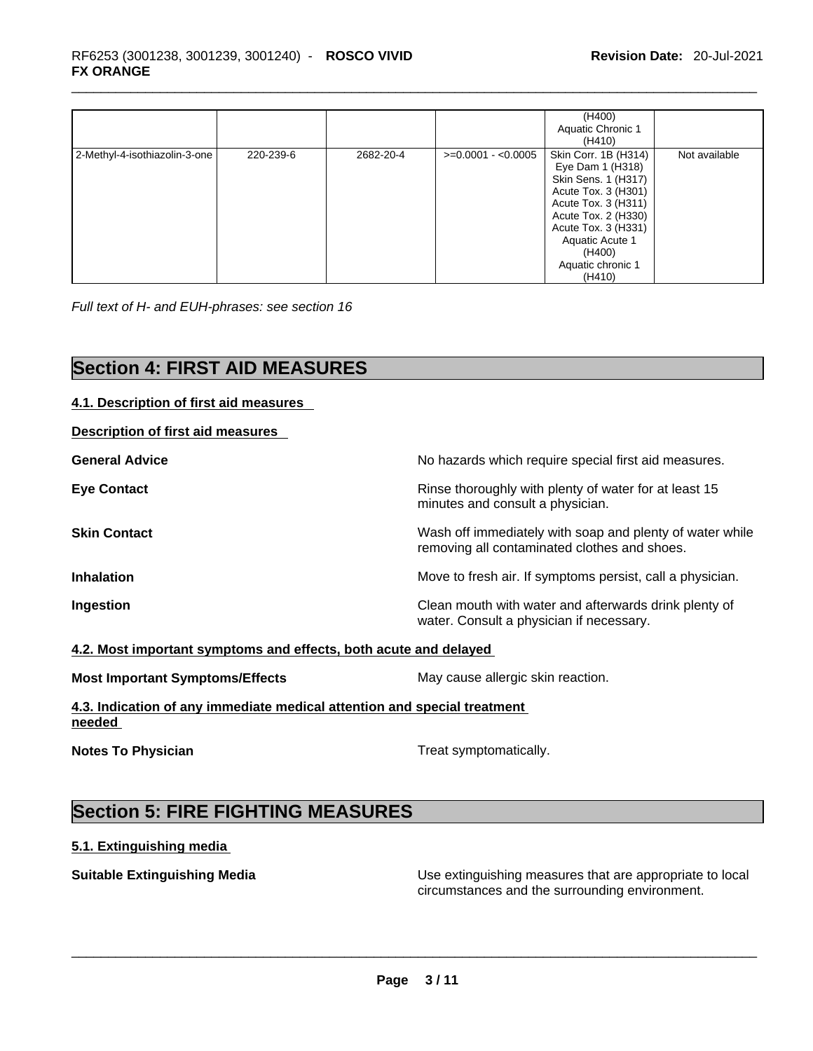| | | | | (H400) Aquatic Chronic 1 (H410) | |
|---|---|---|---|---|---|
| 2-Methyl-4-isothiazolin-3-one | 220-239-6 | 2682-20-4 | >=0.0001 - <0.0005 | Skin Corr. 1B (H314) Eye Dam 1 (H318) Skin Sens. 1 (H317) Acute Tox. 3 (H301) Acute Tox. 3 (H311) Acute Tox. 2 (H330) Acute Tox. 3 (H331) Aquatic Acute 1 (H400) Aquatic chronic 1 (H410) | Not available |

*Full text of H- and EUH-phrases: see section 16*

# Section 4: FIRST AID MEASURES

## 4.1. Description of first aid measures

**Description of first aid measures**

**General Advice** — No hazards which require special first aid measures.

**Eye Contact** — Rinse thoroughly with plenty of water for at least 15 minutes and consult a physician.

**Skin Contact** — Wash off immediately with soap and plenty of water while removing all contaminated clothes and shoes.

**Inhalation** — Move to fresh air. If symptoms persist, call a physician.

**Ingestion** — Clean mouth with water and afterwards drink plenty of water. Consult a physician if necessary.

## 4.2. Most important symptoms and effects, both acute and delayed

**Most Important Symptoms/Effects** — May cause allergic skin reaction.

## 4.3. Indication of any immediate medical attention and special treatment needed

**Notes To Physician** — Treat symptomatically.

# Section 5: FIRE FIGHTING MEASURES

## 5.1. Extinguishing media

**Suitable Extinguishing Media** — Use extinguishing measures that are appropriate to local circumstances and the surrounding environment.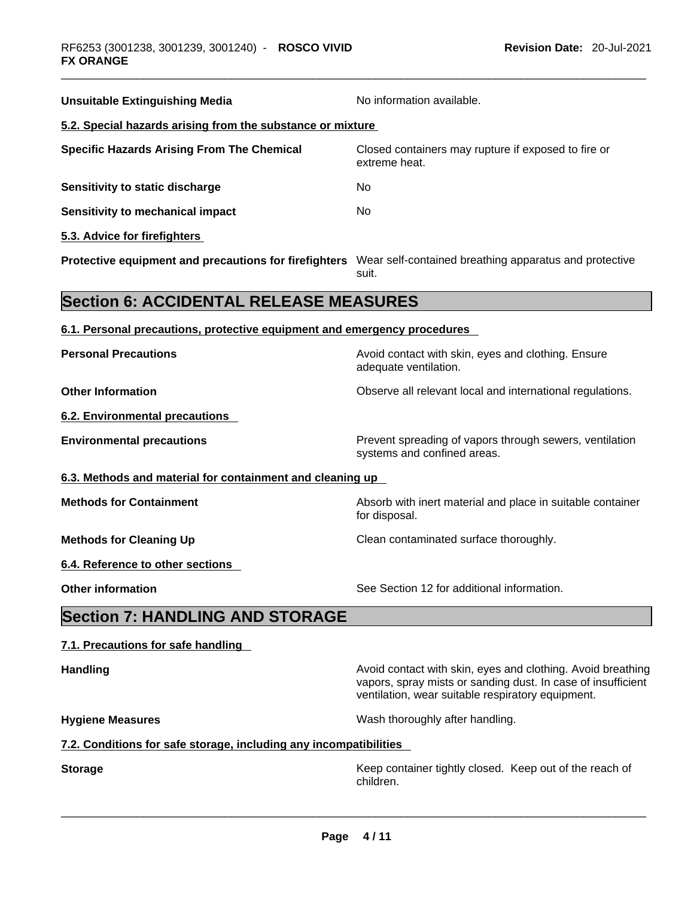| | |
|---|---|
| **Unsuitable Extinguishing Media** | No information available. |

**5.2. Special hazards arising from the substance or mixture**

| | |
|---|---|
| **Specific Hazards Arising From The Chemical** | Closed containers may rupture if exposed to fire or extreme heat. |
| **Sensitivity to static discharge** | No |
| **Sensitivity to mechanical impact** | No |

**5.3. Advice for firefighters**

| | |
|---|---|
| **Protective equipment and precautions for firefighters** | Wear self-contained breathing apparatus and protective suit. |

## Section 6: ACCIDENTAL RELEASE MEASURES

**6.1. Personal precautions, protective equipment and emergency procedures**

| | |
|---|---|
| **Personal Precautions** | Avoid contact with skin, eyes and clothing. Ensure adequate ventilation. |
| **Other Information** | Observe all relevant local and international regulations. |

**6.2. Environmental precautions**

| | |
|---|---|
| **Environmental precautions** | Prevent spreading of vapors through sewers, ventilation systems and confined areas. |

**6.3. Methods and material for containment and cleaning up**

| | |
|---|---|
| **Methods for Containment** | Absorb with inert material and place in suitable container for disposal. |
| **Methods for Cleaning Up** | Clean contaminated surface thoroughly. |

**6.4. Reference to other sections**

| | |
|---|---|
| **Other information** | See Section 12 for additional information. |

## Section 7: HANDLING AND STORAGE

**7.1. Precautions for safe handling**

| | |
|---|---|
| **Handling** | Avoid contact with skin, eyes and clothing. Avoid breathing vapors, spray mists or sanding dust. In case of insufficient ventilation, wear suitable respiratory equipment. |
| **Hygiene Measures** | Wash thoroughly after handling. |

**7.2. Conditions for safe storage, including any incompatibilities**

| | |
|---|---|
| **Storage** | Keep container tightly closed. Keep out of the reach of children. |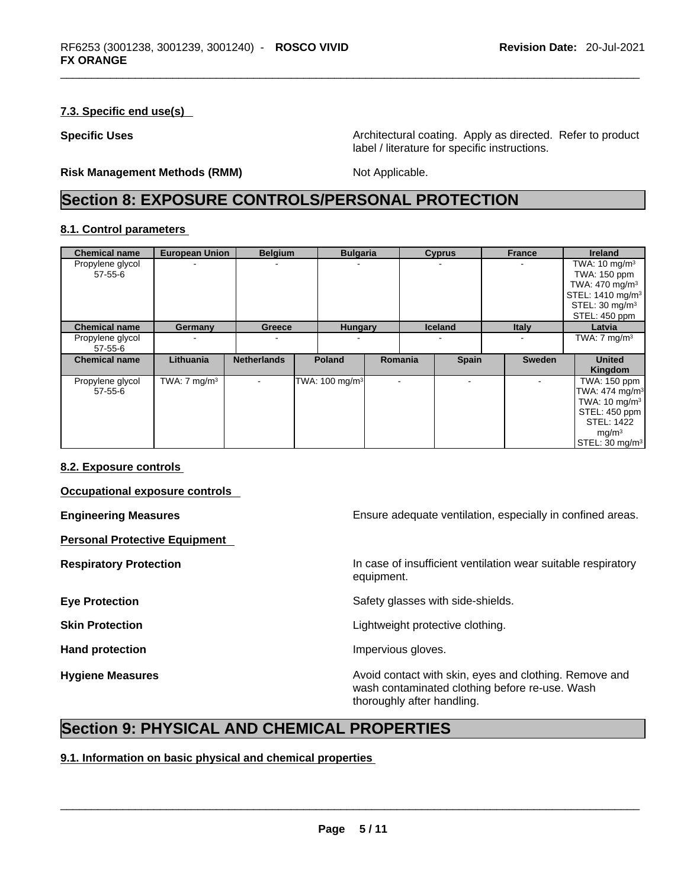### 7.3. Specific end use(s)

**Specific Uses** Architectural coating. Apply as directed. Refer to product label / literature for specific instructions.

**Risk Management Methods (RMM)** Not Applicable.

## Section 8: EXPOSURE CONTROLS/PERSONAL PROTECTION

### 8.1. Control parameters

| Chemical name | European Union | Belgium | Bulgaria | Cyprus | France | Ireland |
|---|---|---|---|---|---|---|
| Propylene glycol 57-55-6 | - | - | - | - | - | TWA: 10 mg/m³ TWA: 150 ppm TWA: 470 mg/m³ STEL: 1410 mg/m³ STEL: 30 mg/m³ STEL: 450 ppm |

| Chemical name | Germany | Greece | Hungary | Iceland | Italy | Latvia |
|---|---|---|---|---|---|---|
| Propylene glycol 57-55-6 | - | - | - | - | - | TWA: 7 mg/m³ |

| Chemical name | Lithuania | Netherlands | Poland | Romania | Spain | Sweden | United Kingdom |
|---|---|---|---|---|---|---|---|
| Propylene glycol 57-55-6 | TWA: 7 mg/m³ | - | TWA: 100 mg/m³ | - | - | - | TWA: 150 ppm TWA: 474 mg/m³ TWA: 10 mg/m³ STEL: 450 ppm STEL: 1422 mg/m³ STEL: 30 mg/m³ |

### 8.2. Exposure controls

**Occupational exposure controls**

**Engineering Measures** Ensure adequate ventilation, especially in confined areas.

**Personal Protective Equipment**

**Respiratory Protection** In case of insufficient ventilation wear suitable respiratory equipment.

**Eye Protection** Safety glasses with side-shields.

**Skin Protection** Lightweight protective clothing.

**Hand protection** Impervious gloves.

**Hygiene Measures** Avoid contact with skin, eyes and clothing. Remove and wash contaminated clothing before re-use. Wash thoroughly after handling.

## Section 9: PHYSICAL AND CHEMICAL PROPERTIES

### 9.1. Information on basic physical and chemical properties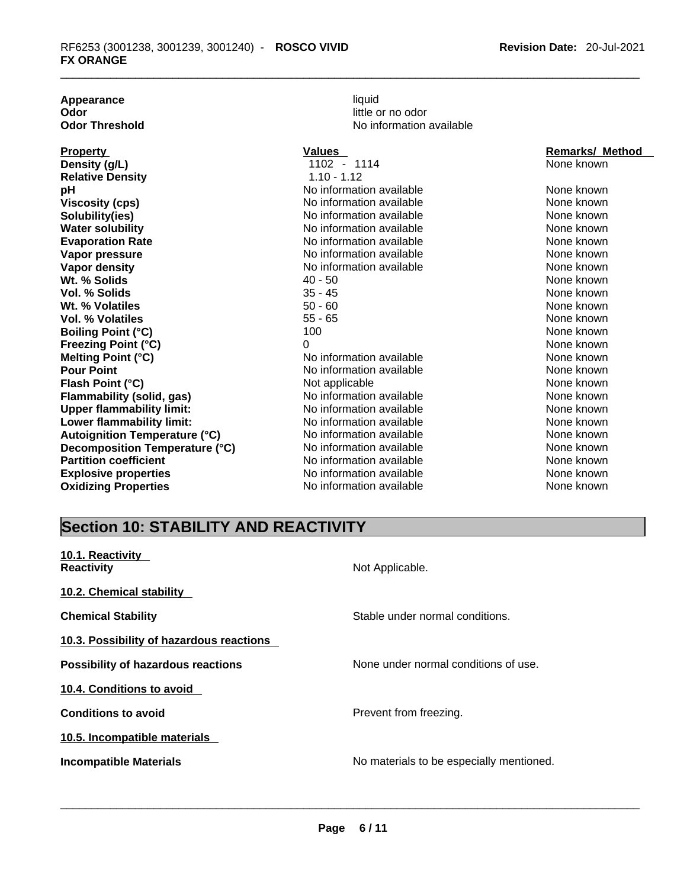| | |
|---|---|
| **Appearance** | liquid |
| **Odor** | little or no odor |
| **Odor Threshold** | No information available |

| Property | Values | Remarks/ Method |
|---|---|---|
| **Density (g/L)** | 1102 - 1114 | None known |
| **Relative Density** | 1.10 - 1.12 | |
| **pH** | No information available | None known |
| **Viscosity (cps)** | No information available | None known |
| **Solubility(ies)** | No information available | None known |
| **Water solubility** | No information available | None known |
| **Evaporation Rate** | No information available | None known |
| **Vapor pressure** | No information available | None known |
| **Vapor density** | No information available | None known |
| **Wt. % Solids** | 40 - 50 | None known |
| **Vol. % Solids** | 35 - 45 | None known |
| **Wt. % Volatiles** | 50 - 60 | None known |
| **Vol. % Volatiles** | 55 - 65 | None known |
| **Boiling Point (°C)** | 100 | None known |
| **Freezing Point (°C)** | 0 | None known |
| **Melting Point (°C)** | No information available | None known |
| **Pour Point** | No information available | None known |
| **Flash Point (°C)** | Not applicable | None known |
| **Flammability (solid, gas)** | No information available | None known |
| **Upper flammability limit:** | No information available | None known |
| **Lower flammability limit:** | No information available | None known |
| **Autoignition Temperature (°C)** | No information available | None known |
| **Decomposition Temperature (°C)** | No information available | None known |
| **Partition coefficient** | No information available | None known |
| **Explosive properties** | No information available | None known |
| **Oxidizing Properties** | No information available | None known |

## Section 10: STABILITY AND REACTIVITY

**10.1. Reactivity**

**Reactivity** Not Applicable.

**10.2. Chemical stability**

**Chemical Stability** Stable under normal conditions.

**10.3. Possibility of hazardous reactions**

**Possibility of hazardous reactions** None under normal conditions of use.

**10.4. Conditions to avoid**

**Conditions to avoid** Prevent from freezing.

**10.5. Incompatible materials**

**Incompatible Materials** No materials to be especially mentioned.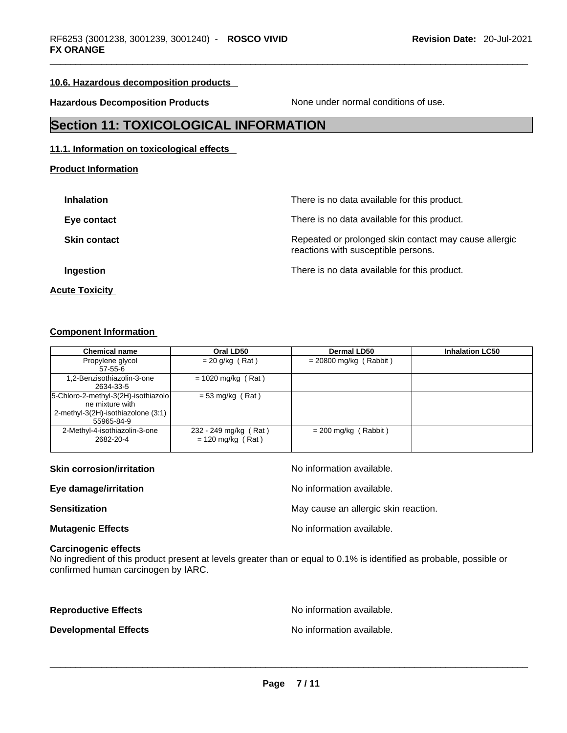#### 10.6. Hazardous decomposition products

**Hazardous Decomposition Products** None under normal conditions of use.

## Section 11: TOXICOLOGICAL INFORMATION

#### 11.1. Information on toxicological effects

**Product Information**

**Inhalation** There is no data available for this product.

**Eye contact** There is no data available for this product.

**Skin contact** Repeated or prolonged skin contact may cause allergic reactions with susceptible persons.

**Ingestion** There is no data available for this product.

**Acute Toxicity**

**Component Information**

| Chemical name | Oral LD50 | Dermal LD50 | Inhalation LC50 |
|---|---|---|---|
| Propylene glycol<br>57-55-6 | = 20 g/kg ( Rat ) | = 20800 mg/kg ( Rabbit ) | |
| 1,2-Benzisothiazolin-3-one<br>2634-33-5 | = 1020 mg/kg ( Rat ) | | |
| 5-Chloro-2-methyl-3(2H)-isothiazolone mixture with 2-methyl-3(2H)-isothiazolone (3:1)<br>55965-84-9 | = 53 mg/kg ( Rat ) | | |
| 2-Methyl-4-isothiazolin-3-one<br>2682-20-4 | 232 - 249 mg/kg ( Rat )<br>= 120 mg/kg ( Rat ) | = 200 mg/kg ( Rabbit ) | |

**Skin corrosion/irritation** No information available.

**Eye damage/irritation** No information available.

**Sensitization** May cause an allergic skin reaction.

**Mutagenic Effects** No information available.

**Carcinogenic effects**
No ingredient of this product present at levels greater than or equal to 0.1% is identified as probable, possible or confirmed human carcinogen by IARC.

**Reproductive Effects** No information available.

**Developmental Effects** No information available.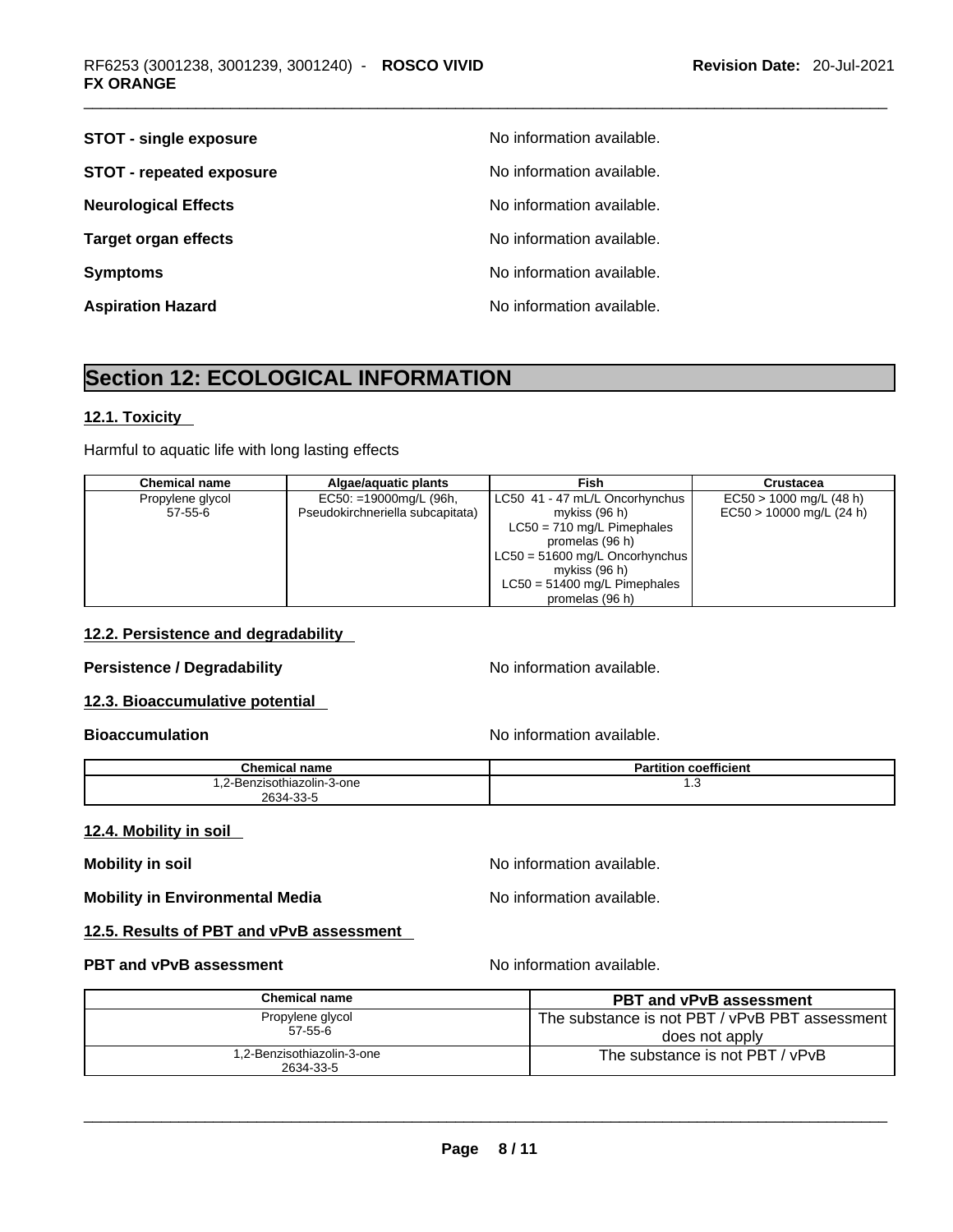**STOT - single exposure** No information available.

**STOT - repeated exposure** No information available.

**Neurological Effects** No information available.

**Target organ effects** No information available.

**Symptoms** No information available.

**Aspiration Hazard** No information available.

# Section 12: ECOLOGICAL INFORMATION

## 12.1. Toxicity

Harmful to aquatic life with long lasting effects

| Chemical name | Algae/aquatic plants | Fish | Crustacea |
|---|---|---|---|
| Propylene glycol<br>57-55-6 | EC50: =19000mg/L (96h, Pseudokirchneriella subcapitata) | LC50 41 - 47 mL/L Oncorhynchus mykiss (96 h)<br>LC50 = 710 mg/L Pimephales promelas (96 h)<br>LC50 = 51600 mg/L Oncorhynchus mykiss (96 h)<br>LC50 = 51400 mg/L Pimephales promelas (96 h) | EC50 > 1000 mg/L (48 h)<br>EC50 > 10000 mg/L (24 h) |

## 12.2. Persistence and degradability

**Persistence / Degradability** No information available.

## 12.3. Bioaccumulative potential

**Bioaccumulation** No information available.

| Chemical name | Partition coefficient |
|---|---|
| 1,2-Benzisothiazolin-3-one<br>2634-33-5 | 1.3 |

## 12.4. Mobility in soil

**Mobility in soil** No information available.

**Mobility in Environmental Media** No information available.

## 12.5. Results of PBT and vPvB assessment

**PBT and vPvB assessment** No information available.

| Chemical name | PBT and vPvB assessment |
|---|---|
| Propylene glycol<br>57-55-6 | The substance is not PBT / vPvB PBT assessment does not apply |
| 1,2-Benzisothiazolin-3-one<br>2634-33-5 | The substance is not PBT / vPvB |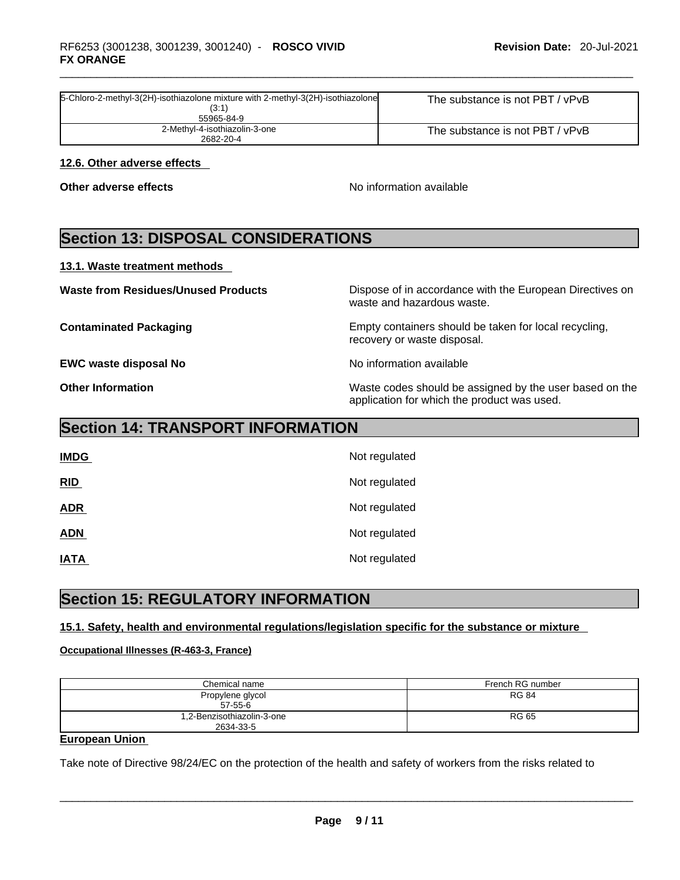| 5-Chloro-2-methyl-3(2H)-isothiazolone mixture with 2-methyl-3(2H)-isothiazolone (3:1) 55965-84-9 | The substance is not PBT / vPvB |
| --- | --- |
| 2-Methyl-4-isothiazolin-3-one 2682-20-4 | The substance is not PBT / vPvB |

### 12.6. Other adverse effects

**Other adverse effects** No information available

## Section 13: DISPOSAL CONSIDERATIONS

### 13.1. Waste treatment methods

**Waste from Residues/Unused Products** Dispose of in accordance with the European Directives on waste and hazardous waste.

**Contaminated Packaging** Empty containers should be taken for local recycling, recovery or waste disposal.

**EWC waste disposal No** No information available

**Other Information** Waste codes should be assigned by the user based on the application for which the product was used.

## Section 14: TRANSPORT INFORMATION

**IMDG** Not regulated

**RID** Not regulated

**ADR** Not regulated

**ADN** Not regulated

**IATA** Not regulated

## Section 15: REGULATORY INFORMATION

### 15.1. Safety, health and environmental regulations/legislation specific for the substance or mixture

**Occupational Illnesses (R-463-3, France)**

| Chemical name | French RG number |
| --- | --- |
| Propylene glycol 57-55-6 | RG 84 |
| 1,2-Benzisothiazolin-3-one 2634-33-5 | RG 65 |

**European Union**

Take note of Directive 98/24/EC on the protection of the health and safety of workers from the risks related to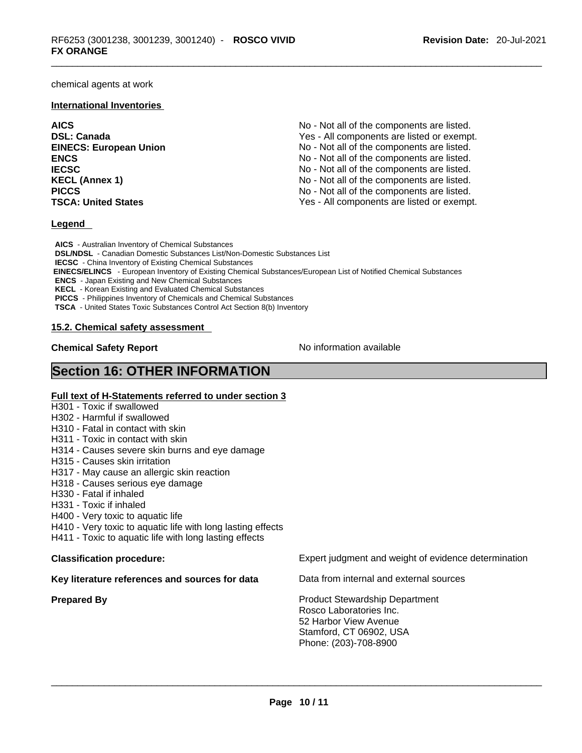chemical agents at work

**International Inventories**

| | |
|---|---|
| **AICS** | No - Not all of the components are listed. |
| **DSL: Canada** | Yes - All components are listed or exempt. |
| **EINECS: European Union** | No - Not all of the components are listed. |
| **ENCS** | No - Not all of the components are listed. |
| **IECSC** | No - Not all of the components are listed. |
| **KECL (Annex 1)** | No - Not all of the components are listed. |
| **PICCS** | No - Not all of the components are listed. |
| **TSCA: United States** | Yes - All components are listed or exempt. |

**Legend**

**AICS** - Australian Inventory of Chemical Substances
**DSL/NDSL** - Canadian Domestic Substances List/Non-Domestic Substances List
**IECSC** - China Inventory of Existing Chemical Substances
**EINECS/ELINCS** - European Inventory of Existing Chemical Substances/European List of Notified Chemical Substances
**ENCS** - Japan Existing and New Chemical Substances
**KECL** - Korean Existing and Evaluated Chemical Substances
**PICCS** - Philippines Inventory of Chemicals and Chemical Substances
**TSCA** - United States Toxic Substances Control Act Section 8(b) Inventory

**15.2. Chemical safety assessment**

**Chemical Safety Report** No information available

# Section 16: OTHER INFORMATION

**Full text of H-Statements referred to under section 3**

H301 - Toxic if swallowed
H302 - Harmful if swallowed
H310 - Fatal in contact with skin
H311 - Toxic in contact with skin
H314 - Causes severe skin burns and eye damage
H315 - Causes skin irritation
H317 - May cause an allergic skin reaction
H318 - Causes serious eye damage
H330 - Fatal if inhaled
H331 - Toxic if inhaled
H400 - Very toxic to aquatic life
H410 - Very toxic to aquatic life with long lasting effects
H411 - Toxic to aquatic life with long lasting effects

**Classification procedure:** Expert judgment and weight of evidence determination

**Key literature references and sources for data** Data from internal and external sources

**Prepared By** Product Stewardship Department
Rosco Laboratories Inc.
52 Harbor View Avenue
Stamford, CT 06902, USA
Phone: (203)-708-8900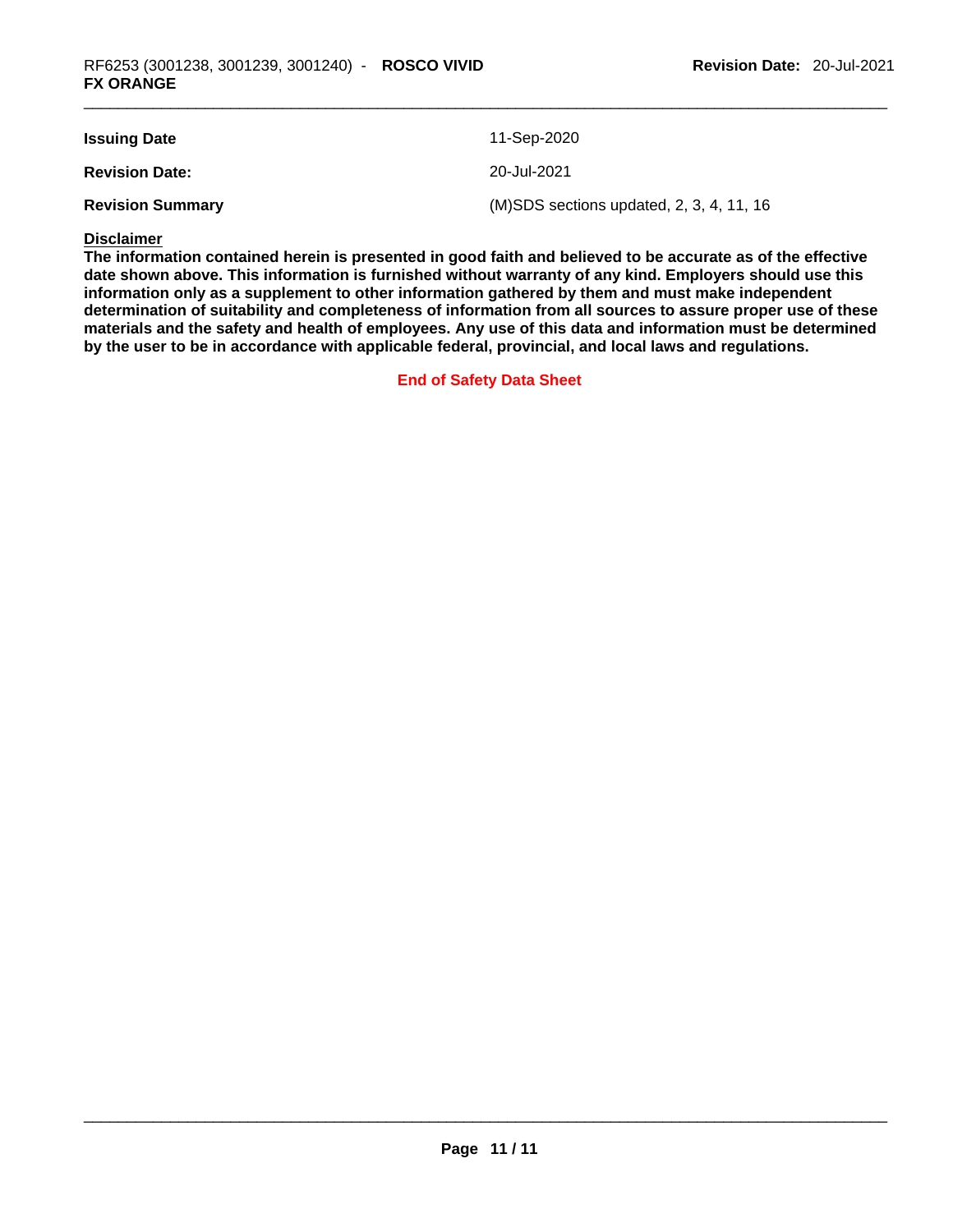| | |
|---|---|
| **Issuing Date** | 11-Sep-2020 |
| **Revision Date:** | 20-Jul-2021 |
| **Revision Summary** | (M)SDS sections updated, 2, 3, 4, 11, 16 |

**Disclaimer**

**The information contained herein is presented in good faith and believed to be accurate as of the effective date shown above. This information is furnished without warranty of any kind. Employers should use this information only as a supplement to other information gathered by them and must make independent determination of suitability and completeness of information from all sources to assure proper use of these materials and the safety and health of employees. Any use of this data and information must be determined by the user to be in accordance with applicable federal, provincial, and local laws and regulations.**

**End of Safety Data Sheet**